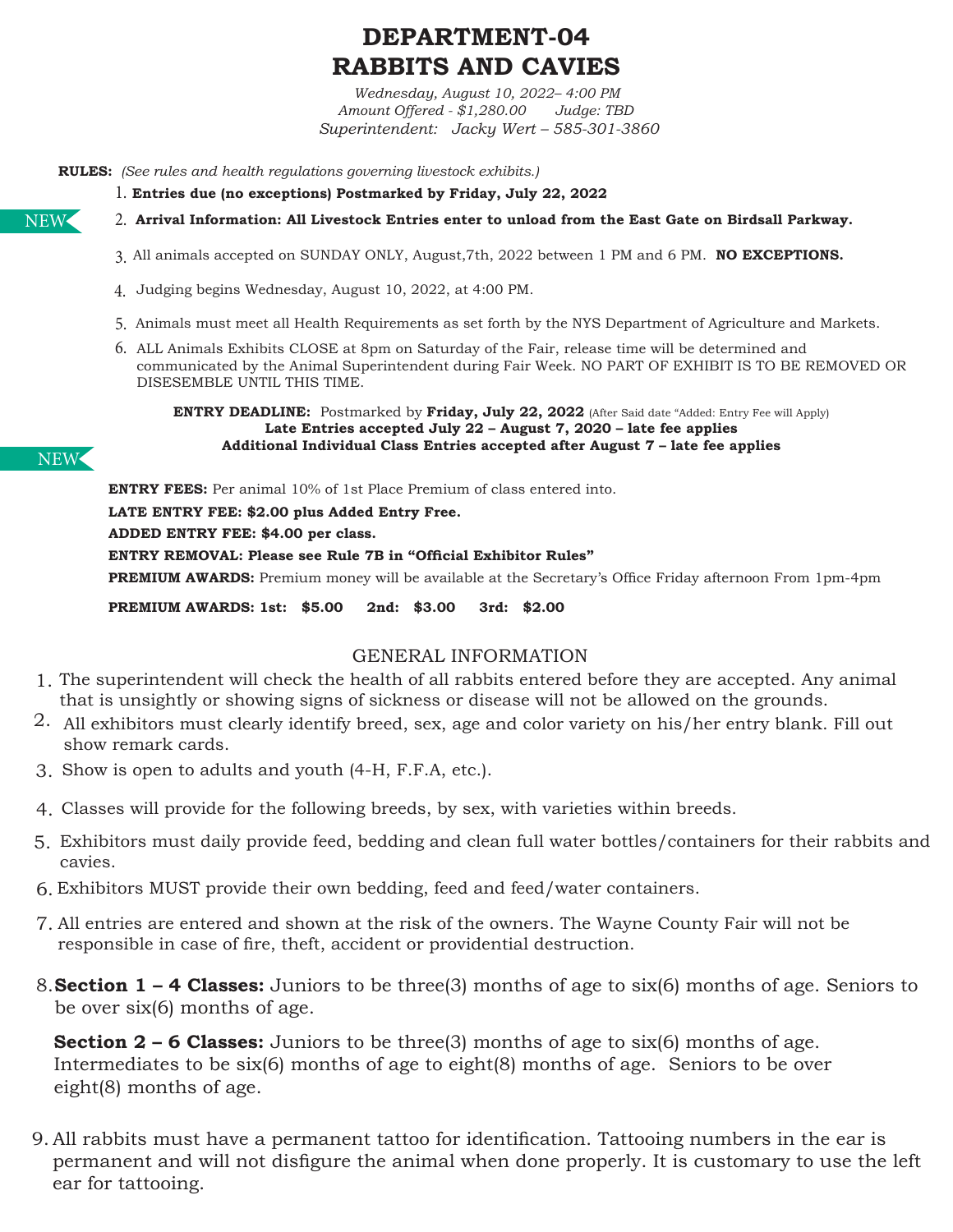# DEPARTMENT-04
# RABBITS AND CAVIES

*Wednesday, August 10, 2022– 4:00 PM*
*Amount Offered - $1,280.00 Judge: TBD*
*Superintendent: Jacky Wert – 585-301-3860*

**RULES:** *(See rules and health regulations governing livestock exhibits.)*

1. **Entries due (no exceptions) Postmarked by Friday, July 22, 2022**
2. NEW **Arrival Information: All Livestock Entries enter to unload from the East Gate on Birdsall Parkway.**
3. All animals accepted on SUNDAY ONLY, August,7th, 2022 between 1 PM and 6 PM. **NO EXCEPTIONS.**
4. Judging begins Wednesday, August 10, 2022, at 4:00 PM.
5. Animals must meet all Health Requirements as set forth by the NYS Department of Agriculture and Markets.
6. ALL Animals Exhibits CLOSE at 8pm on Saturday of the Fair, release time will be determined and communicated by the Animal Superintendent during Fair Week. NO PART OF EXHIBIT IS TO BE REMOVED OR DISESEMBLE UNTIL THIS TIME.

**ENTRY DEADLINE:** Postmarked by **Friday, July 22, 2022** (After Said date "Added: Entry Fee will Apply)
**Late Entries accepted July 22 – August 7, 2020 – late fee applies**
NEW **Additional Individual Class Entries accepted after August 7 – late fee applies**

**ENTRY FEES:** Per animal 10% of 1st Place Premium of class entered into.

**LATE ENTRY FEE: $2.00 plus Added Entry Free.**

**ADDED ENTRY FEE: $4.00 per class.**

**ENTRY REMOVAL: Please see Rule 7B in "Official Exhibitor Rules"**

**PREMIUM AWARDS:** Premium money will be available at the Secretary's Office Friday afternoon From 1pm-4pm

**PREMIUM AWARDS: 1st: $5.00 2nd: $3.00 3rd: $2.00**

## GENERAL INFORMATION

1. The superintendent will check the health of all rabbits entered before they are accepted. Any animal that is unsightly or showing signs of sickness or disease will not be allowed on the grounds.
2. All exhibitors must clearly identify breed, sex, age and color variety on his/her entry blank. Fill out show remark cards.
3. Show is open to adults and youth (4-H, F.F.A, etc.).
4. Classes will provide for the following breeds, by sex, with varieties within breeds.
5. Exhibitors must daily provide feed, bedding and clean full water bottles/containers for their rabbits and cavies.
6. Exhibitors MUST provide their own bedding, feed and feed/water containers.
7. All entries are entered and shown at the risk of the owners. The Wayne County Fair will not be responsible in case of fire, theft, accident or providential destruction.
8. **Section 1 – 4 Classes:** Juniors to be three(3) months of age to six(6) months of age. Seniors to be over six(6) months of age.

   **Section 2 – 6 Classes:** Juniors to be three(3) months of age to six(6) months of age. Intermediates to be six(6) months of age to eight(8) months of age. Seniors to be over eight(8) months of age.
9. All rabbits must have a permanent tattoo for identification. Tattooing numbers in the ear is permanent and will not disfigure the animal when done properly. It is customary to use the left ear for tattooing.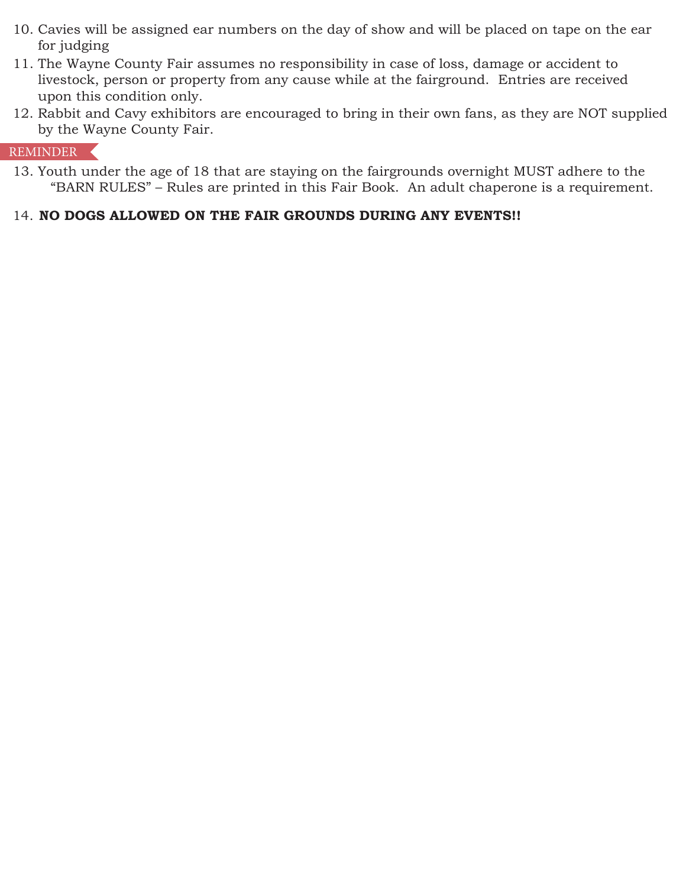10. Cavies will be assigned ear numbers on the day of show and will be placed on tape on the ear for judging
11. The Wayne County Fair assumes no responsibility in case of loss, damage or accident to livestock, person or property from any cause while at the fairground. Entries are received upon this condition only.
12. Rabbit and Cavy exhibitors are encouraged to bring in their own fans, as they are NOT supplied by the Wayne County Fair.

REMINDER

13. Youth under the age of 18 that are staying on the fairgrounds overnight MUST adhere to the "BARN RULES" – Rules are printed in this Fair Book. An adult chaperone is a requirement.
14. **NO DOGS ALLOWED ON THE FAIR GROUNDS DURING ANY EVENTS!!**